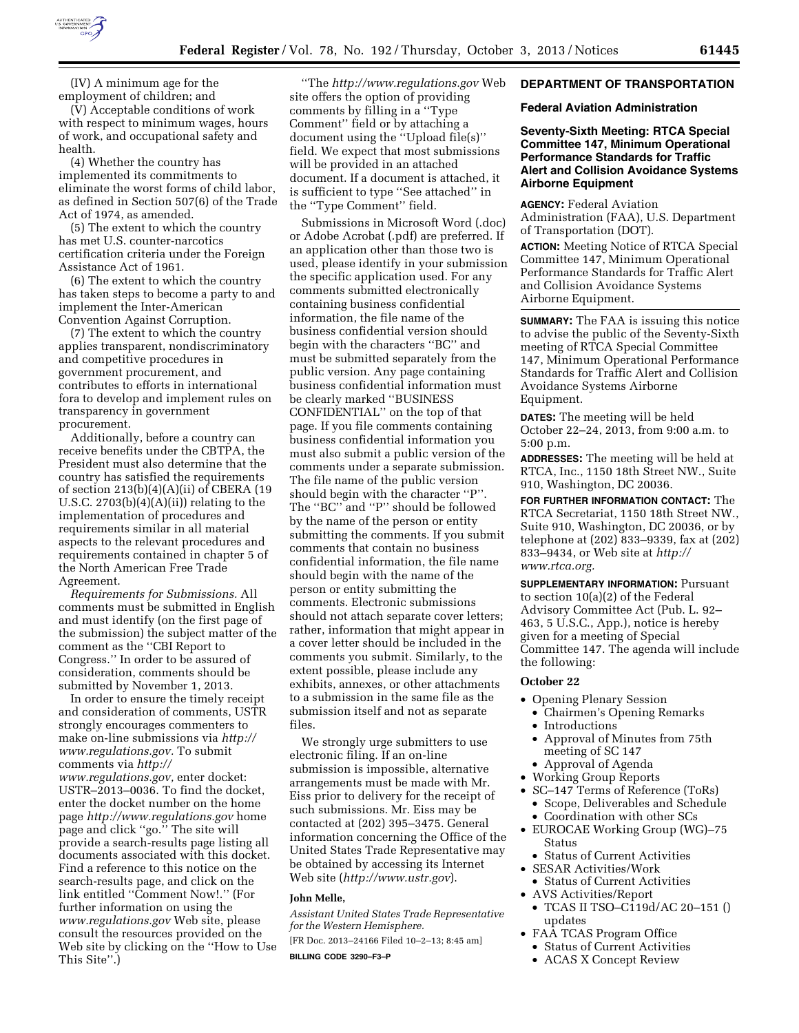(IV) A minimum age for the employment of children; and

(V) Acceptable conditions of work with respect to minimum wages, hours of work, and occupational safety and health.

(4) Whether the country has implemented its commitments to eliminate the worst forms of child labor, as defined in Section 507(6) of the Trade Act of 1974, as amended.

(5) The extent to which the country has met U.S. counter-narcotics certification criteria under the Foreign Assistance Act of 1961.

(6) The extent to which the country has taken steps to become a party to and implement the Inter-American Convention Against Corruption.

(7) The extent to which the country applies transparent, nondiscriminatory and competitive procedures in government procurement, and contributes to efforts in international fora to develop and implement rules on transparency in government procurement.

Additionally, before a country can receive benefits under the CBTPA, the President must also determine that the country has satisfied the requirements of section 213(b)(4)(A)(ii) of CBERA (19 U.S.C. 2703(b)(4)(A)(ii)) relating to the implementation of procedures and requirements similar in all material aspects to the relevant procedures and requirements contained in chapter 5 of the North American Free Trade Agreement.

*Requirements for Submissions.* All comments must be submitted in English and must identify (on the first page of the submission) the subject matter of the comment as the ''CBI Report to Congress.'' In order to be assured of consideration, comments should be submitted by November 1, 2013.

In order to ensure the timely receipt and consideration of comments, USTR strongly encourages commenters to make on-line submissions via *http://www.regulations.gov.* To submit comments via *http://www.regulations.gov,* enter docket: USTR–2013–0036. To find the docket, enter the docket number on the home page *http://www.regulations.gov* home page and click ''go.'' The site will provide a search-results page listing all documents associated with this docket. Find a reference to this notice on the search-results page, and click on the link entitled ''Comment Now!.'' (For further information on using the *www.regulations.gov* Web site, please consult the resources provided on the Web site by clicking on the ''How to Use This Site''.)

''The *http://www.regulations.gov* Web site offers the option of providing comments by filling in a ''Type Comment'' field or by attaching a document using the ''Upload file(s)'' field. We expect that most submissions will be provided in an attached document. If a document is attached, it is sufficient to type ''See attached'' in the ''Type Comment'' field.

Submissions in Microsoft Word (.doc) or Adobe Acrobat (.pdf) are preferred. If an application other than those two is used, please identify in your submission the specific application used. For any comments submitted electronically containing business confidential information, the file name of the business confidential version should begin with the characters ''BC'' and must be submitted separately from the public version. Any page containing business confidential information must be clearly marked ''BUSINESS CONFIDENTIAL'' on the top of that page. If you file comments containing business confidential information you must also submit a public version of the comments under a separate submission. The file name of the public version should begin with the character ''P''. The ''BC'' and ''P'' should be followed by the name of the person or entity submitting the comments. If you submit comments that contain no business confidential information, the file name should begin with the name of the person or entity submitting the comments. Electronic submissions should not attach separate cover letters; rather, information that might appear in a cover letter should be included in the comments you submit. Similarly, to the extent possible, please include any exhibits, annexes, or other attachments to a submission in the same file as the submission itself and not as separate files.

We strongly urge submitters to use electronic filing. If an on-line submission is impossible, alternative arrangements must be made with Mr. Eiss prior to delivery for the receipt of such submissions. Mr. Eiss may be contacted at (202) 395–3475. General information concerning the Office of the United States Trade Representative may be obtained by accessing its Internet Web site (*http://www.ustr.gov*).

**John Melle,**

*Assistant United States Trade Representative for the Western Hemisphere.*

[FR Doc. 2013–24166 Filed 10–2–13; 8:45 am]

**BILLING CODE 3290–F3–P**

## DEPARTMENT OF TRANSPORTATION

### Federal Aviation Administration

### Seventy-Sixth Meeting: RTCA Special Committee 147, Minimum Operational Performance Standards for Traffic Alert and Collision Avoidance Systems Airborne Equipment

**AGENCY:** Federal Aviation Administration (FAA), U.S. Department of Transportation (DOT).

**ACTION:** Meeting Notice of RTCA Special Committee 147, Minimum Operational Performance Standards for Traffic Alert and Collision Avoidance Systems Airborne Equipment.

**SUMMARY:** The FAA is issuing this notice to advise the public of the Seventy-Sixth meeting of RTCA Special Committee 147, Minimum Operational Performance Standards for Traffic Alert and Collision Avoidance Systems Airborne Equipment.

**DATES:** The meeting will be held October 22–24, 2013, from 9:00 a.m. to 5:00 p.m.

**ADDRESSES:** The meeting will be held at RTCA, Inc., 1150 18th Street NW., Suite 910, Washington, DC 20036.

**FOR FURTHER INFORMATION CONTACT:** The RTCA Secretariat, 1150 18th Street NW., Suite 910, Washington, DC 20036, or by telephone at (202) 833–9339, fax at (202) 833–9434, or Web site at *http://www.rtca.org.*

**SUPPLEMENTARY INFORMATION:** Pursuant to section 10(a)(2) of the Federal Advisory Committee Act (Pub. L. 92–463, 5 U.S.C., App.), notice is hereby given for a meeting of Special Committee 147. The agenda will include the following:

#### October 22

- Opening Plenary Session
  - Chairmen's Opening Remarks
  - Introductions
  - Approval of Minutes from 75th meeting of SC 147
  - Approval of Agenda
- Working Group Reports
- SC–147 Terms of Reference (ToRs)
  - Scope, Deliverables and Schedule
  - Coordination with other SCs
- EUROCAE Working Group (WG)–75 Status
  - Status of Current Activities
- SESAR Activities/Work
  - Status of Current Activities
- AVS Activities/Report
  - TCAS II TSO–C119d/AC 20–151 () updates
- FAA TCAS Program Office
  - Status of Current Activities
  - ACAS X Concept Review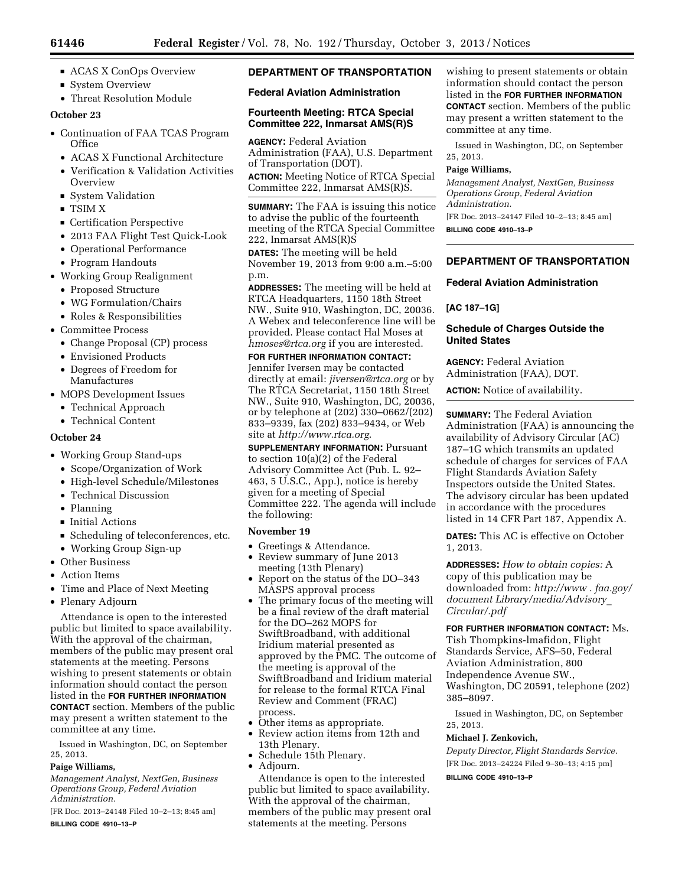- ACAS X ConOps Overview
- System Overview
- Threat Resolution Module

**October 23**

- Continuation of FAA TCAS Program Office
  - ACAS X Functional Architecture
  - Verification & Validation Activities Overview
  - System Validation
  - TSIM X
  - Certification Perspective
  - 2013 FAA Flight Test Quick-Look
  - Operational Performance
  - Program Handouts
- Working Group Realignment
  - Proposed Structure
  - WG Formulation/Chairs
  - Roles & Responsibilities
- Committee Process
  - Change Proposal (CP) process
  - Envisioned Products
  - Degrees of Freedom for Manufactures
- MOPS Development Issues
  - Technical Approach
  - Technical Content

**October 24**

- Working Group Stand-ups
  - Scope/Organization of Work
  - High-level Schedule/Milestones
  - Technical Discussion
  - Planning
  - Initial Actions
  - Scheduling of teleconferences, etc.
  - Working Group Sign-up
- Other Business
- Action Items
- Time and Place of Next Meeting
- Plenary Adjourn

Attendance is open to the interested public but limited to space availability. With the approval of the chairman, members of the public may present oral statements at the meeting. Persons wishing to present statements or obtain information should contact the person listed in the **FOR FURTHER INFORMATION CONTACT** section. Members of the public may present a written statement to the committee at any time.

Issued in Washington, DC, on September 25, 2013.

**Paige Williams,**

*Management Analyst, NextGen, Business Operations Group, Federal Aviation Administration.*

[FR Doc. 2013–24148 Filed 10–2–13; 8:45 am]

**BILLING CODE 4910–13–P**

## DEPARTMENT OF TRANSPORTATION

### Federal Aviation Administration

### Fourteenth Meeting: RTCA Special Committee 222, Inmarsat AMS(R)S

**AGENCY:** Federal Aviation Administration (FAA), U.S. Department of Transportation (DOT).

**ACTION:** Meeting Notice of RTCA Special Committee 222, Inmarsat AMS(R)S.

**SUMMARY:** The FAA is issuing this notice to advise the public of the fourteenth meeting of the RTCA Special Committee 222, Inmarsat AMS(R)S

**DATES:** The meeting will be held November 19, 2013 from 9:00 a.m.–5:00 p.m.

**ADDRESSES:** The meeting will be held at RTCA Headquarters, 1150 18th Street NW., Suite 910, Washington, DC, 20036. A Webex and teleconference line will be provided. Please contact Hal Moses at *hmoses@rtca.org* if you are interested.

**FOR FURTHER INFORMATION CONTACT:** Jennifer Iversen may be contacted directly at email: *jiversen@rtca.org* or by The RTCA Secretariat, 1150 18th Street NW., Suite 910, Washington, DC, 20036, or by telephone at (202) 330–0662/(202) 833–9339, fax (202) 833–9434, or Web site at *http://www.rtca.org*.

**SUPPLEMENTARY INFORMATION:** Pursuant to section 10(a)(2) of the Federal Advisory Committee Act (Pub. L. 92–463, 5 U.S.C., App.), notice is hereby given for a meeting of Special Committee 222. The agenda will include the following:

**November 19**

- Greetings & Attendance.
- Review summary of June 2013 meeting (13th Plenary)
- Report on the status of the DO–343 MASPS approval process
- The primary focus of the meeting will be a final review of the draft material for the DO–262 MOPS for SwiftBroadband, with additional Iridium material presented as approved by the PMC. The outcome of the meeting is approval of the SwiftBroadband and Iridium material for release to the formal RTCA Final Review and Comment (FRAC) process.
- Other items as appropriate.
- Review action items from 12th and 13th Plenary.
- Schedule 15th Plenary.
- Adjourn.

Attendance is open to the interested public but limited to space availability. With the approval of the chairman, members of the public may present oral statements at the meeting. Persons wishing to present statements or obtain information should contact the person listed in the **FOR FURTHER INFORMATION CONTACT** section. Members of the public may present a written statement to the committee at any time.

Issued in Washington, DC, on September 25, 2013.

**Paige Williams,**

*Management Analyst, NextGen, Business Operations Group, Federal Aviation Administration.*

[FR Doc. 2013–24147 Filed 10–2–13; 8:45 am]

**BILLING CODE 4910–13–P**

## DEPARTMENT OF TRANSPORTATION

### Federal Aviation Administration

**[AC 187–1G]**

### Schedule of Charges Outside the United States

**AGENCY:** Federal Aviation Administration (FAA), DOT.

**ACTION:** Notice of availability.

**SUMMARY:** The Federal Aviation Administration (FAA) is announcing the availability of Advisory Circular (AC) 187–1G which transmits an updated schedule of charges for services of FAA Flight Standards Aviation Safety Inspectors outside the United States. The advisory circular has been updated in accordance with the procedures listed in 14 CFR Part 187, Appendix A.

**DATES:** This AC is effective on October 1, 2013.

**ADDRESSES:** *How to obtain copies:* A copy of this publication may be downloaded from: *http://www . faa.goy/ document Library/media/Advisory_ Circular/.pdf*

**FOR FURTHER INFORMATION CONTACT:** Ms. Tish Thompkins-lmafidon, Flight Standards Service, AFS–50, Federal Aviation Administration, 800 Independence Avenue SW., Washington, DC 20591, telephone (202) 385–8097.

Issued in Washington, DC, on September 25, 2013.

**Michael J. Zenkovich,**

*Deputy Director, Flight Standards Service.*

[FR Doc. 2013–24224 Filed 9–30–13; 4:15 pm]

**BILLING CODE 4910–13–P**